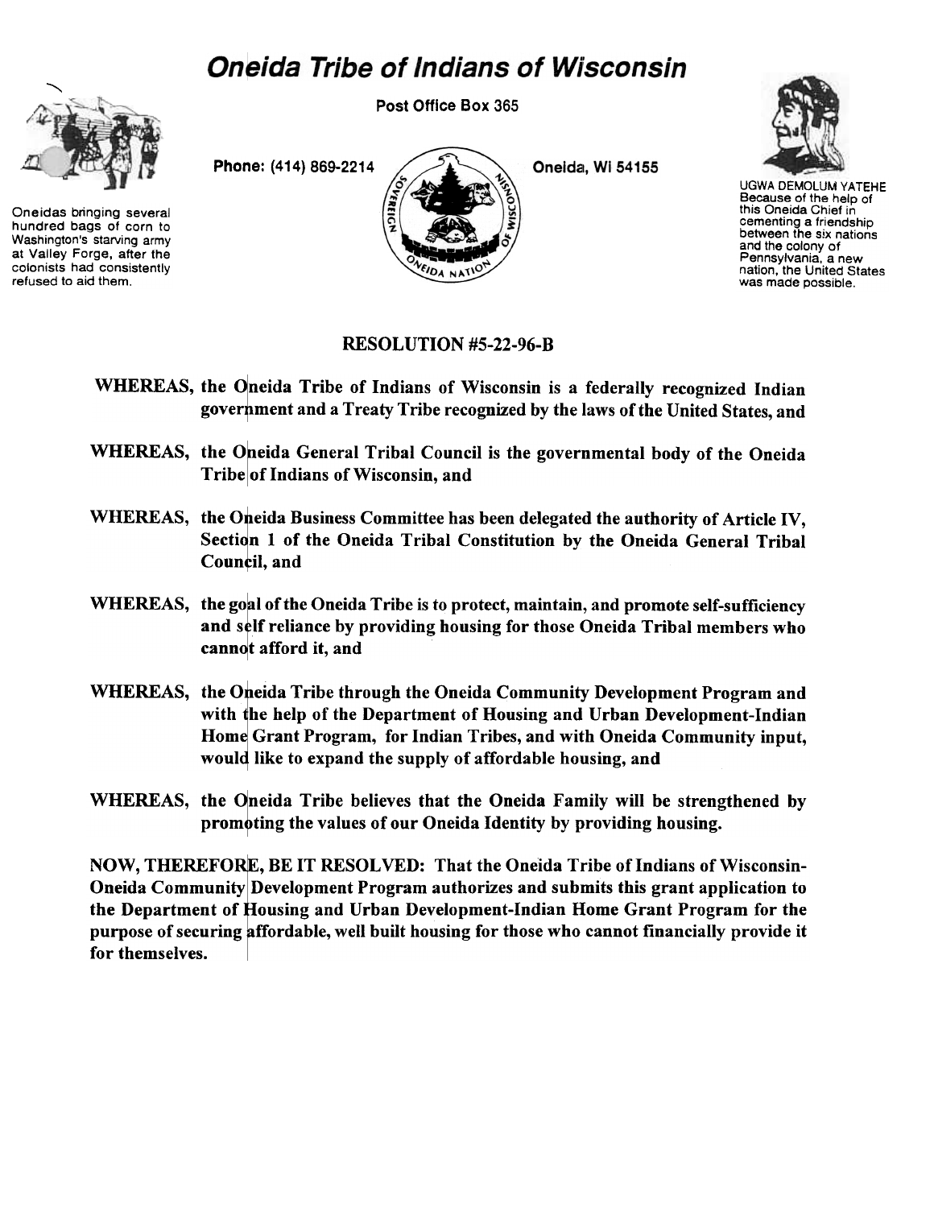# Oneida Tribe of Indians of Wisconsin

Post Office Box 365

Phone: (414) 869-2214

Oneida, Wi 54155

Oneidas bringing several hundred bags of corn to Washington's starving army at Valley Forge, after the colonists had consistently refused to aid them.

UGWA DEMOLUM YATEHE
Because of the help of this Oneida Chief in cementing a friendship between the six nations and the colony of Pennsylvania, a new nation, the United States was made possible.

## RESOLUTION #5-22-96-B

**WHEREAS, the Oneida Tribe of Indians of Wisconsin is a federally recognized Indian government and a Treaty Tribe recognized by the laws of the United States, and**

**WHEREAS, the Oneida General Tribal Council is the governmental body of the Oneida Tribe of Indians of Wisconsin, and**

**WHEREAS, the Oneida Business Committee has been delegated the authority of Article IV, Section 1 of the Oneida Tribal Constitution by the Oneida General Tribal Council, and**

**WHEREAS, the goal of the Oneida Tribe is to protect, maintain, and promote self-sufficiency and self reliance by providing housing for those Oneida Tribal members who cannot afford it, and**

**WHEREAS, the Oneida Tribe through the Oneida Community Development Program and with the help of the Department of Housing and Urban Development-Indian Home Grant Program, for Indian Tribes, and with Oneida Community input, would like to expand the supply of affordable housing, and**

**WHEREAS, the Oneida Tribe believes that the Oneida Family will be strengthened by promoting the values of our Oneida Identity by providing housing.**

**NOW, THEREFORE, BE IT RESOLVED: That the Oneida Tribe of Indians of Wisconsin-Oneida Community Development Program authorizes and submits this grant application to the Department of Housing and Urban Development-Indian Home Grant Program for the purpose of securing affordable, well built housing for those who cannot financially provide it for themselves.**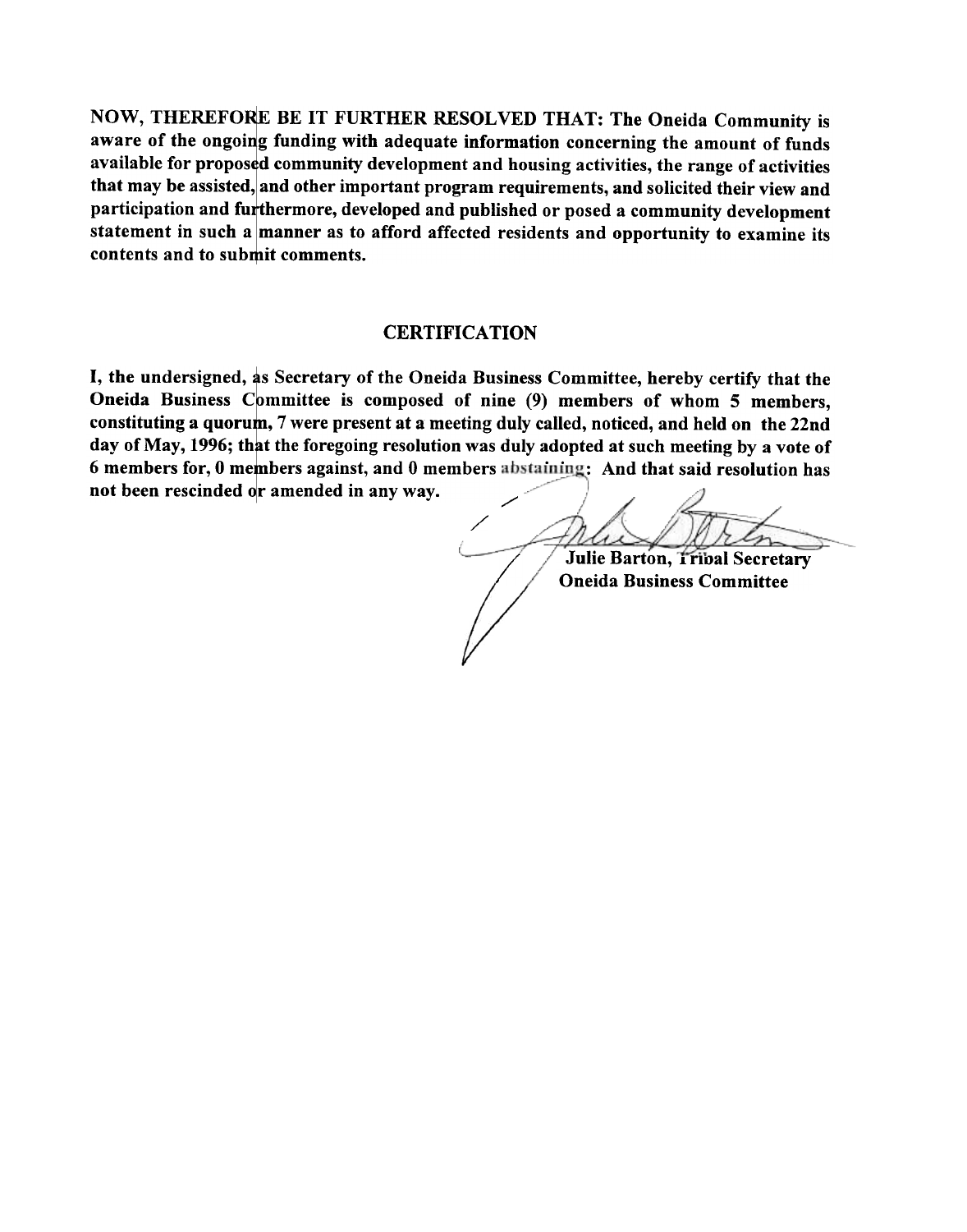**NOW, THEREFORE BE IT FURTHER RESOLVED THAT: The Oneida Community is aware of the ongoing funding with adequate information concerning the amount of funds available for proposed community development and housing activities, the range of activities that may be assisted, and other important program requirements, and solicited their view and participation and furthermore, developed and published or posed a community development statement in such a manner as to afford affected residents and opportunity to examine its contents and to submit comments.**

## CERTIFICATION

**I, the undersigned, as Secretary of the Oneida Business Committee, hereby certify that the Oneida Business Committee is composed of nine (9) members of whom 5 members, constituting a quorum, 7 were present at a meeting duly called, noticed, and held on the 22nd day of May, 1996; that the foregoing resolution was duly adopted at such meeting by a vote of 6 members for, 0 members against, and 0 members abstaining: And that said resolution has not been rescinded or amended in any way.**

**Julie Barton, Tribal Secretary**
**Oneida Business Committee**